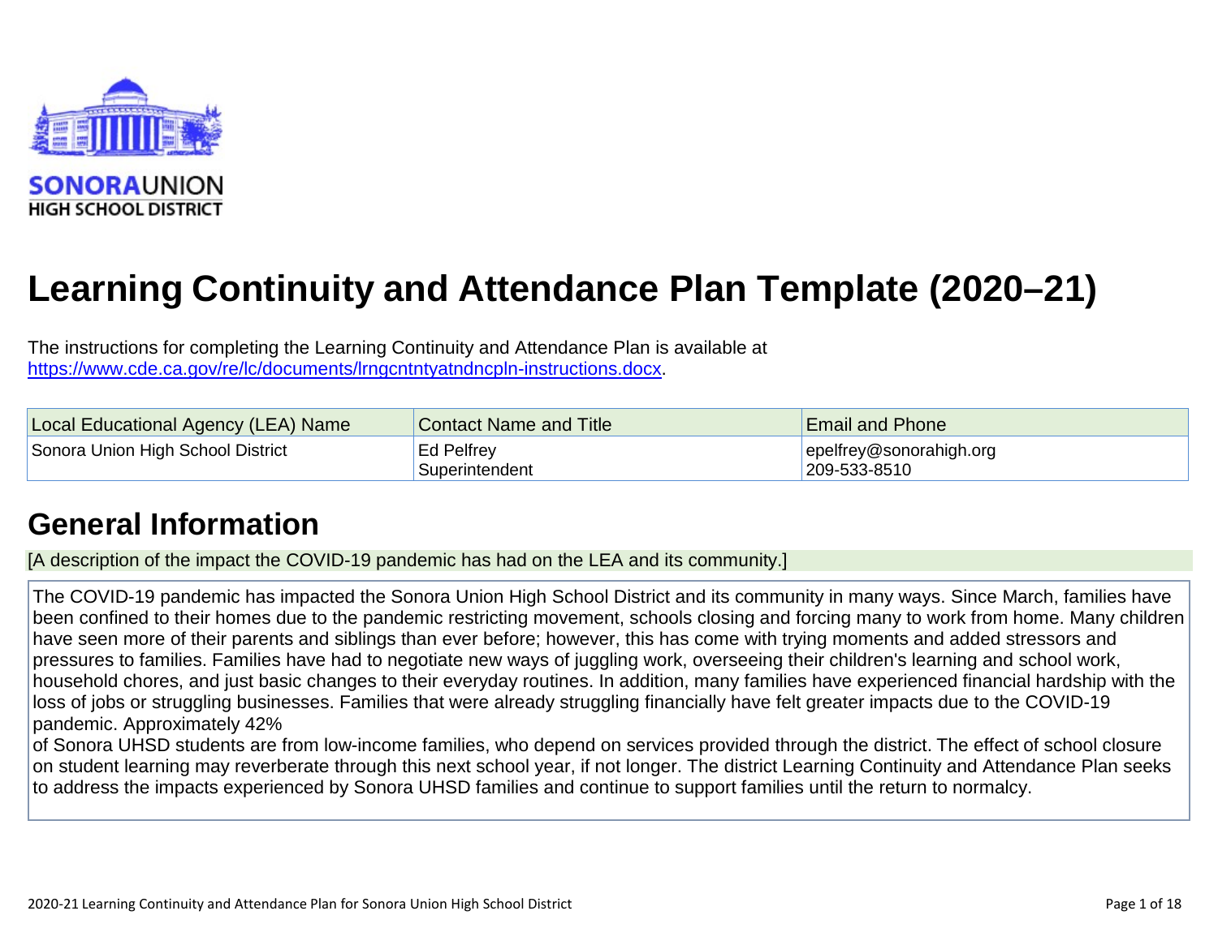SONORA UNION
HIGH SCHOOL DISTRICT

# Learning Continuity and Attendance Plan Template (2020–21)

The instructions for completing the Learning Continuity and Attendance Plan is available at https://www.cde.ca.gov/re/lc/documents/lrngcntntyatndncpln-instructions.docx.

| Local Educational Agency (LEA) Name | Contact Name and Title | Email and Phone |
|---|---|---|
| Sonora Union High School District | Ed Pelfrey<br>Superintendent | epelfrey@sonorahigh.org<br>209-533-8510 |

## General Information

[A description of the impact the COVID-19 pandemic has had on the LEA and its community.]

The COVID-19 pandemic has impacted the Sonora Union High School District and its community in many ways. Since March, families have been confined to their homes due to the pandemic restricting movement, schools closing and forcing many to work from home. Many children have seen more of their parents and siblings than ever before; however, this has come with trying moments and added stressors and pressures to families. Families have had to negotiate new ways of juggling work, overseeing their children's learning and school work, household chores, and just basic changes to their everyday routines. In addition, many families have experienced financial hardship with the loss of jobs or struggling businesses. Families that were already struggling financially have felt greater impacts due to the COVID-19 pandemic. Approximately 42%
of Sonora UHSD students are from low-income families, who depend on services provided through the district. The effect of school closure on student learning may reverberate through this next school year, if not longer. The district Learning Continuity and Attendance Plan seeks to address the impacts experienced by Sonora UHSD families and continue to support families until the return to normalcy.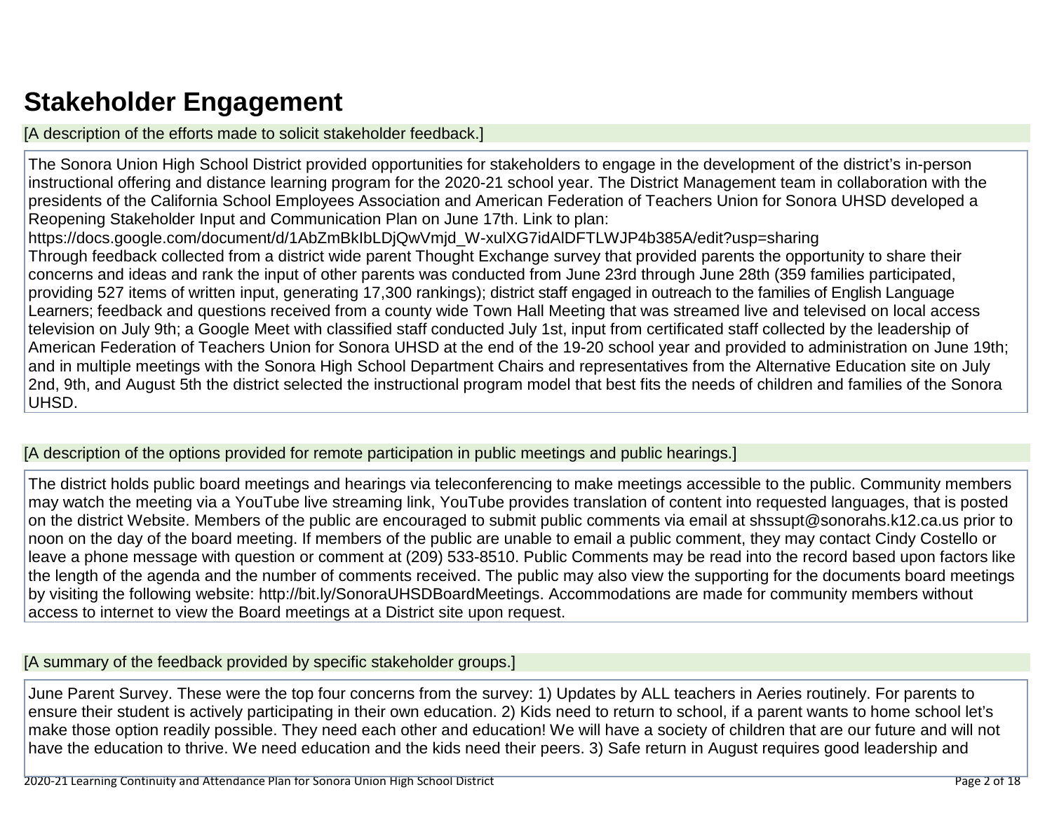# Stakeholder Engagement

[A description of the efforts made to solicit stakeholder feedback.]

The Sonora Union High School District provided opportunities for stakeholders to engage in the development of the district's in-person instructional offering and distance learning program for the 2020-21 school year. The District Management team in collaboration with the presidents of the California School Employees Association and American Federation of Teachers Union for Sonora UHSD developed a Reopening Stakeholder Input and Communication Plan on June 17th. Link to plan:
https://docs.google.com/document/d/1AbZmBkIbLDjQwVmjd_W-xulXG7idAlDFTLWJP4b385A/edit?usp=sharing
Through feedback collected from a district wide parent Thought Exchange survey that provided parents the opportunity to share their concerns and ideas and rank the input of other parents was conducted from June 23rd through June 28th (359 families participated, providing 527 items of written input, generating 17,300 rankings); district staff engaged in outreach to the families of English Language Learners; feedback and questions received from a county wide Town Hall Meeting that was streamed live and televised on local access television on July 9th; a Google Meet with classified staff conducted July 1st, input from certificated staff collected by the leadership of American Federation of Teachers Union for Sonora UHSD at the end of the 19-20 school year and provided to administration on June 19th; and in multiple meetings with the Sonora High School Department Chairs and representatives from the Alternative Education site on July 2nd, 9th, and August 5th the district selected the instructional program model that best fits the needs of children and families of the Sonora UHSD.

[A description of the options provided for remote participation in public meetings and public hearings.]

The district holds public board meetings and hearings via teleconferencing to make meetings accessible to the public. Community members may watch the meeting via a YouTube live streaming link, YouTube provides translation of content into requested languages, that is posted on the district Website. Members of the public are encouraged to submit public comments via email at shssupt@sonorahs.k12.ca.us prior to noon on the day of the board meeting. If members of the public are unable to email a public comment, they may contact Cindy Costello or leave a phone message with question or comment at (209) 533-8510. Public Comments may be read into the record based upon factors like the length of the agenda and the number of comments received. The public may also view the supporting for the documents board meetings by visiting the following website: http://bit.ly/SonoraUHSDBoardMeetings. Accommodations are made for community members without access to internet to view the Board meetings at a District site upon request.

[A summary of the feedback provided by specific stakeholder groups.]

June Parent Survey. These were the top four concerns from the survey: 1) Updates by ALL teachers in Aeries routinely. For parents to ensure their student is actively participating in their own education. 2) Kids need to return to school, if a parent wants to home school let's make those option readily possible. They need each other and education! We will have a society of children that are our future and will not have the education to thrive. We need education and the kids need their peers. 3) Safe return in August requires good leadership and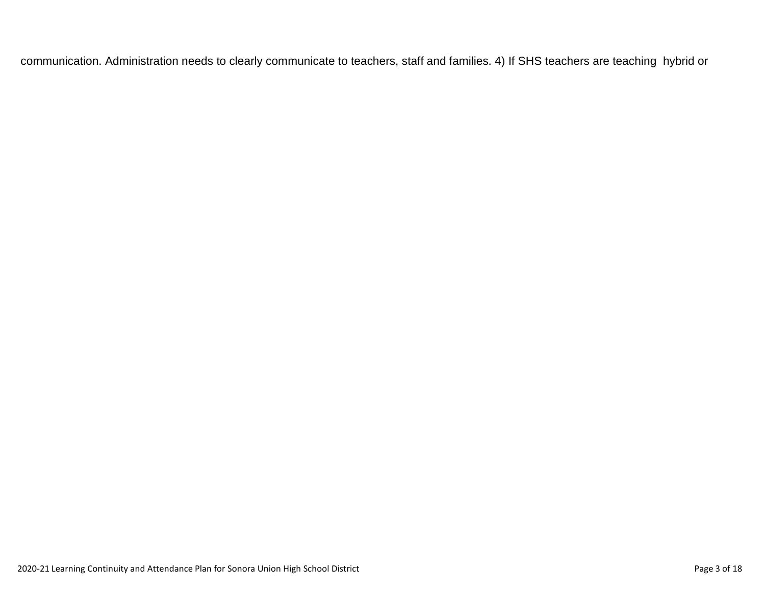communication. Administration needs to clearly communicate to teachers, staff and families. 4) If SHS teachers are teaching hybrid or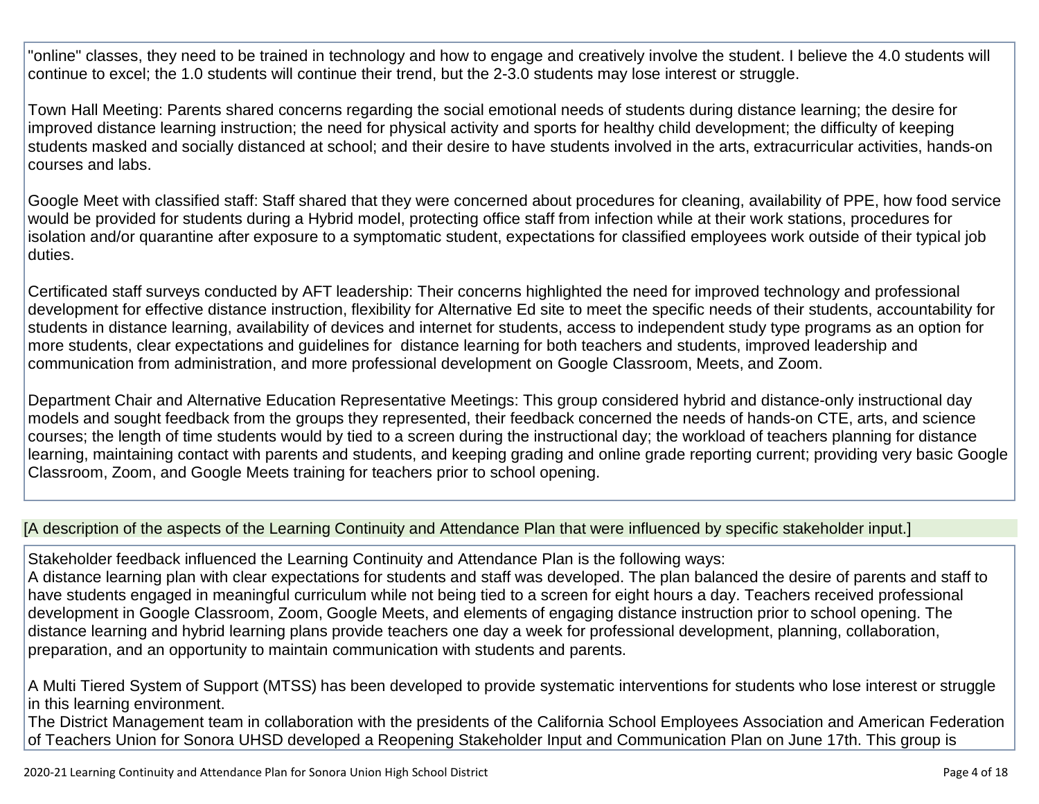"online" classes, they need to be trained in technology and how to engage and creatively involve the student. I believe the 4.0 students will continue to excel; the 1.0 students will continue their trend, but the 2-3.0 students may lose interest or struggle.

Town Hall Meeting: Parents shared concerns regarding the social emotional needs of students during distance learning; the desire for improved distance learning instruction; the need for physical activity and sports for healthy child development; the difficulty of keeping students masked and socially distanced at school; and their desire to have students involved in the arts, extracurricular activities, hands-on courses and labs.

Google Meet with classified staff: Staff shared that they were concerned about procedures for cleaning, availability of PPE, how food service would be provided for students during a Hybrid model, protecting office staff from infection while at their work stations, procedures for isolation and/or quarantine after exposure to a symptomatic student, expectations for classified employees work outside of their typical job duties.

Certificated staff surveys conducted by AFT leadership: Their concerns highlighted the need for improved technology and professional development for effective distance instruction, flexibility for Alternative Ed site to meet the specific needs of their students, accountability for students in distance learning, availability of devices and internet for students, access to independent study type programs as an option for more students, clear expectations and guidelines for distance learning for both teachers and students, improved leadership and communication from administration, and more professional development on Google Classroom, Meets, and Zoom.

Department Chair and Alternative Education Representative Meetings: This group considered hybrid and distance-only instructional day models and sought feedback from the groups they represented, their feedback concerned the needs of hands-on CTE, arts, and science courses; the length of time students would by tied to a screen during the instructional day; the workload of teachers planning for distance learning, maintaining contact with parents and students, and keeping grading and online grade reporting current; providing very basic Google Classroom, Zoom, and Google Meets training for teachers prior to school opening.

[A description of the aspects of the Learning Continuity and Attendance Plan that were influenced by specific stakeholder input.]

Stakeholder feedback influenced the Learning Continuity and Attendance Plan is the following ways:
A distance learning plan with clear expectations for students and staff was developed. The plan balanced the desire of parents and staff to have students engaged in meaningful curriculum while not being tied to a screen for eight hours a day. Teachers received professional development in Google Classroom, Zoom, Google Meets, and elements of engaging distance instruction prior to school opening. The distance learning and hybrid learning plans provide teachers one day a week for professional development, planning, collaboration, preparation, and an opportunity to maintain communication with students and parents.

A Multi Tiered System of Support (MTSS) has been developed to provide systematic interventions for students who lose interest or struggle in this learning environment.
The District Management team in collaboration with the presidents of the California School Employees Association and American Federation of Teachers Union for Sonora UHSD developed a Reopening Stakeholder Input and Communication Plan on June 17th. This group is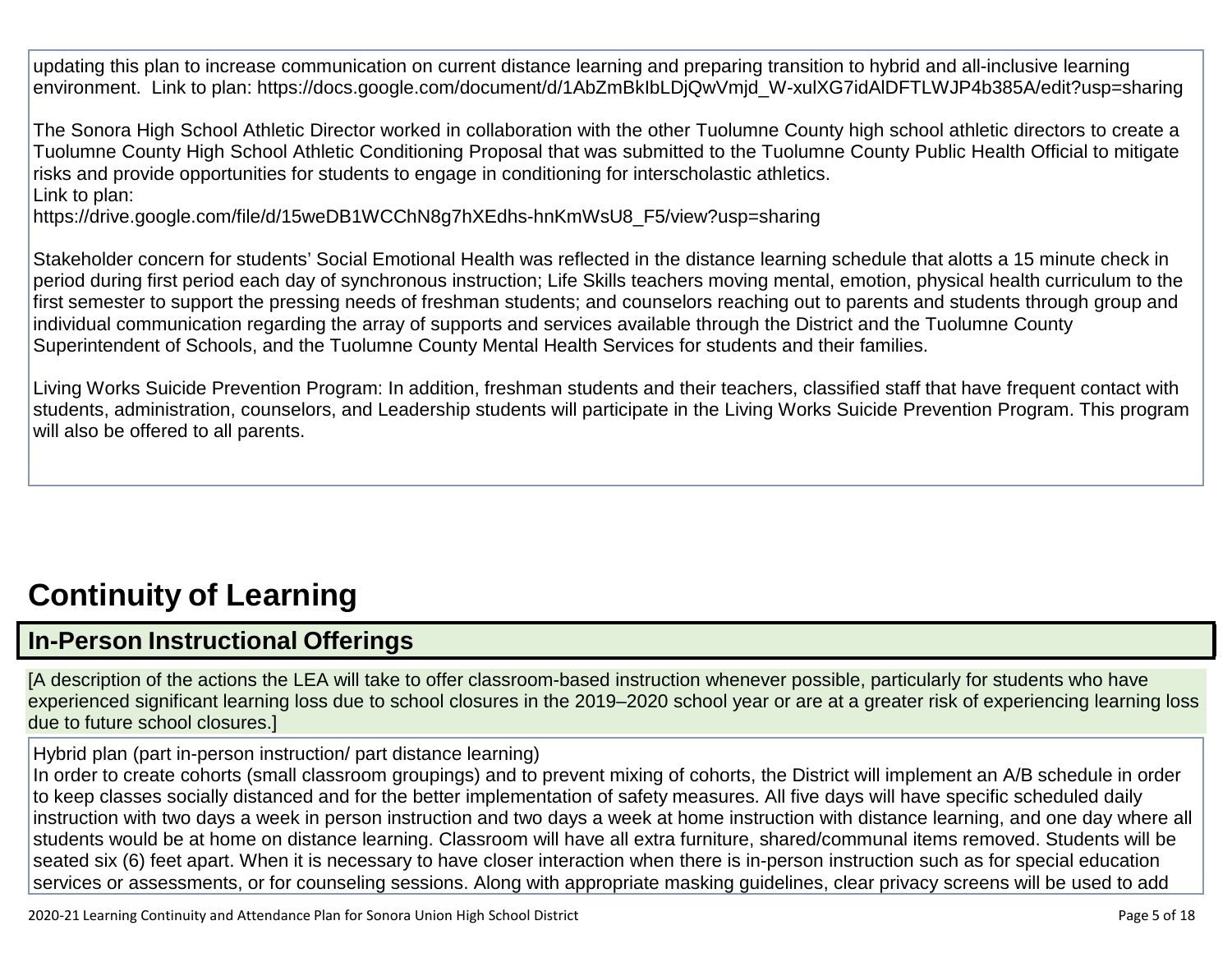updating this plan to increase communication on current distance learning and preparing transition to hybrid and all-inclusive learning environment. Link to plan: https://docs.google.com/document/d/1AbZmBkIbLDjQwVmjd_W-xulXG7idAlDFTLWJP4b385A/edit?usp=sharing

The Sonora High School Athletic Director worked in collaboration with the other Tuolumne County high school athletic directors to create a Tuolumne County High School Athletic Conditioning Proposal that was submitted to the Tuolumne County Public Health Official to mitigate risks and provide opportunities for students to engage in conditioning for interscholastic athletics.
Link to plan:
https://drive.google.com/file/d/15weDB1WCChN8g7hXEdhs-hnKmWsU8_F5/view?usp=sharing

Stakeholder concern for students' Social Emotional Health was reflected in the distance learning schedule that alotts a 15 minute check in period during first period each day of synchronous instruction; Life Skills teachers moving mental, emotion, physical health curriculum to the first semester to support the pressing needs of freshman students; and counselors reaching out to parents and students through group and individual communication regarding the array of supports and services available through the District and the Tuolumne County Superintendent of Schools, and the Tuolumne County Mental Health Services for students and their families.

Living Works Suicide Prevention Program: In addition, freshman students and their teachers, classified staff that have frequent contact with students, administration, counselors, and Leadership students will participate in the Living Works Suicide Prevention Program. This program will also be offered to all parents.

# Continuity of Learning

## In-Person Instructional Offerings

[A description of the actions the LEA will take to offer classroom-based instruction whenever possible, particularly for students who have experienced significant learning loss due to school closures in the 2019–2020 school year or are at a greater risk of experiencing learning loss due to future school closures.]

Hybrid plan (part in-person instruction/ part distance learning)
In order to create cohorts (small classroom groupings) and to prevent mixing of cohorts, the District will implement an A/B schedule in order to keep classes socially distanced and for the better implementation of safety measures. All five days will have specific scheduled daily instruction with two days a week in person instruction and two days a week at home instruction with distance learning, and one day where all students would be at home on distance learning. Classroom will have all extra furniture, shared/communal items removed. Students will be seated six (6) feet apart. When it is necessary to have closer interaction when there is in-person instruction such as for special education services or assessments, or for counseling sessions. Along with appropriate masking guidelines, clear privacy screens will be used to add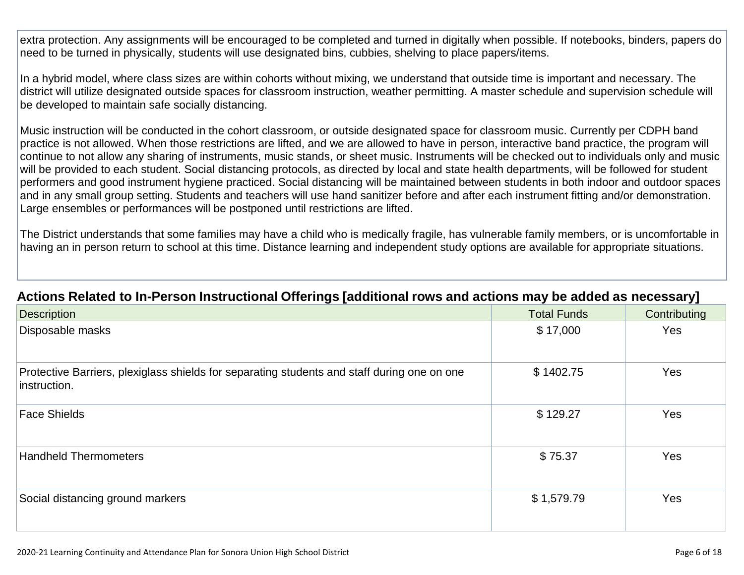extra protection. Any assignments will be encouraged to be completed and turned in digitally when possible. If notebooks, binders, papers do need to be turned in physically, students will use designated bins, cubbies, shelving to place papers/items.

In a hybrid model, where class sizes are within cohorts without mixing, we understand that outside time is important and necessary. The district will utilize designated outside spaces for classroom instruction, weather permitting. A master schedule and supervision schedule will be developed to maintain safe socially distancing.

Music instruction will be conducted in the cohort classroom, or outside designated space for classroom music. Currently per CDPH band practice is not allowed. When those restrictions are lifted, and we are allowed to have in person, interactive band practice, the program will continue to not allow any sharing of instruments, music stands, or sheet music. Instruments will be checked out to individuals only and music will be provided to each student. Social distancing protocols, as directed by local and state health departments, will be followed for student performers and good instrument hygiene practiced. Social distancing will be maintained between students in both indoor and outdoor spaces and in any small group setting. Students and teachers will use hand sanitizer before and after each instrument fitting and/or demonstration. Large ensembles or performances will be postponed until restrictions are lifted.

The District understands that some families may have a child who is medically fragile, has vulnerable family members, or is uncomfortable in having an in person return to school at this time. Distance learning and independent study options are available for appropriate situations.

## Actions Related to In-Person Instructional Offerings [additional rows and actions may be added as necessary]

| Description | Total Funds | Contributing |
|---|---|---|
| Disposable masks | $ 17,000 | Yes |
| Protective Barriers, plexiglass shields for separating students and staff during one on one instruction. | $ 1402.75 | Yes |
| Face Shields | $ 129.27 | Yes |
| Handheld Thermometers | $ 75.37 | Yes |
| Social distancing ground markers | $ 1,579.79 | Yes |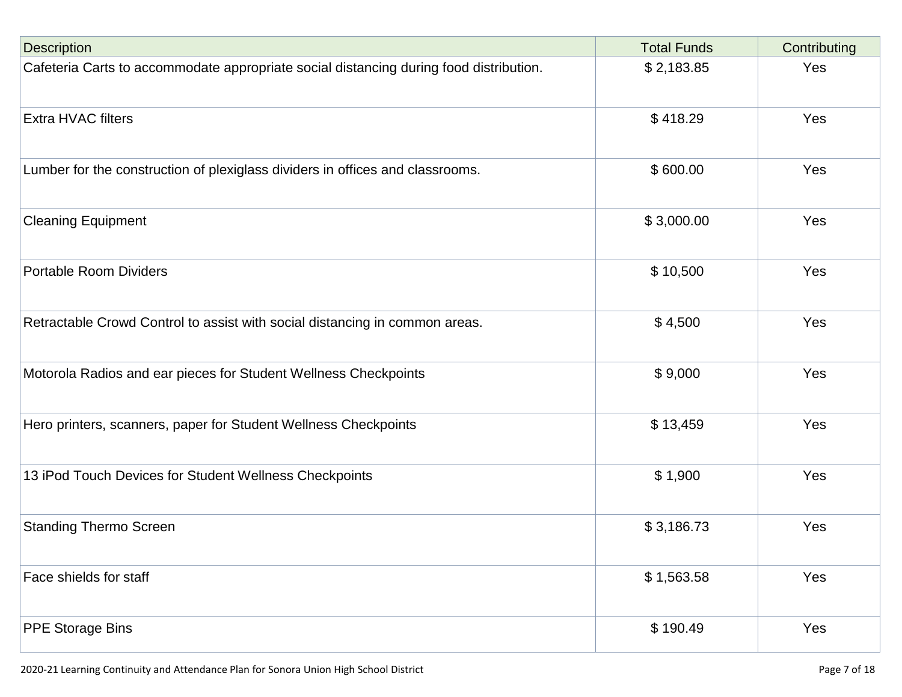| Description | Total Funds | Contributing |
|---|---|---|
| Cafeteria Carts to accommodate appropriate social distancing during food distribution. | $ 2,183.85 | Yes |
| Extra HVAC filters | $ 418.29 | Yes |
| Lumber for the construction of plexiglass dividers in offices and classrooms. | $ 600.00 | Yes |
| Cleaning Equipment | $ 3,000.00 | Yes |
| Portable Room Dividers | $ 10,500 | Yes |
| Retractable Crowd Control to assist with social distancing in common areas. | $ 4,500 | Yes |
| Motorola Radios and ear pieces for Student Wellness Checkpoints | $ 9,000 | Yes |
| Hero printers, scanners, paper for Student Wellness Checkpoints | $ 13,459 | Yes |
| 13 iPod Touch Devices for Student Wellness Checkpoints | $ 1,900 | Yes |
| Standing Thermo Screen | $ 3,186.73 | Yes |
| Face shields for staff | $ 1,563.58 | Yes |
| PPE Storage Bins | $ 190.49 | Yes |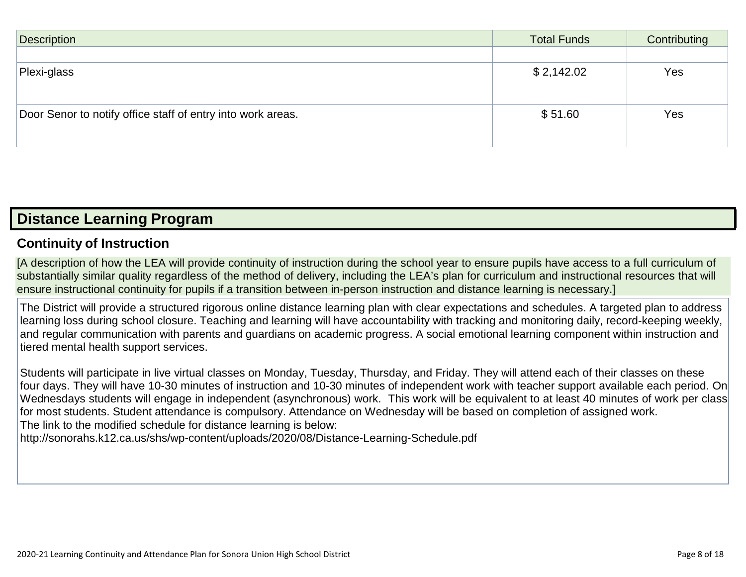| Description | Total Funds | Contributing |
|---|---|---|
| | | |
| Plexi-glass | $ 2,142.02 | Yes |
| Door Senor to notify office staff of entry into work areas. | $ 51.60 | Yes |

## Distance Learning Program

### Continuity of Instruction

[A description of how the LEA will provide continuity of instruction during the school year to ensure pupils have access to a full curriculum of substantially similar quality regardless of the method of delivery, including the LEA's plan for curriculum and instructional resources that will ensure instructional continuity for pupils if a transition between in-person instruction and distance learning is necessary.]

The District will provide a structured rigorous online distance learning plan with clear expectations and schedules. A targeted plan to address learning loss during school closure. Teaching and learning will have accountability with tracking and monitoring daily, record-keeping weekly, and regular communication with parents and guardians on academic progress. A social emotional learning component within instruction and tiered mental health support services.

Students will participate in live virtual classes on Monday, Tuesday, Thursday, and Friday. They will attend each of their classes on these four days. They will have 10-30 minutes of instruction and 10-30 minutes of independent work with teacher support available each period. On Wednesdays students will engage in independent (asynchronous) work. This work will be equivalent to at least 40 minutes of work per class for most students. Student attendance is compulsory. Attendance on Wednesday will be based on completion of assigned work.
The link to the modified schedule for distance learning is below:
http://sonorahs.k12.ca.us/shs/wp-content/uploads/2020/08/Distance-Learning-Schedule.pdf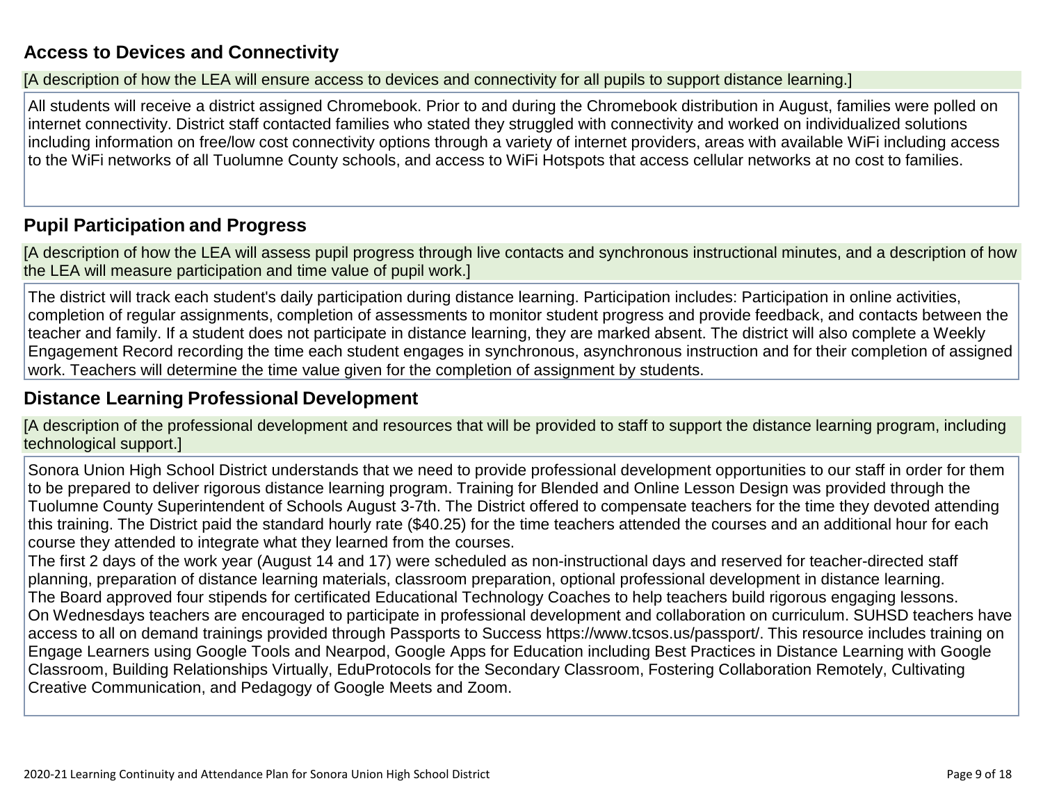## Access to Devices and Connectivity

[A description of how the LEA will ensure access to devices and connectivity for all pupils to support distance learning.]

All students will receive a district assigned Chromebook. Prior to and during the Chromebook distribution in August, families were polled on internet connectivity. District staff contacted families who stated they struggled with connectivity and worked on individualized solutions including information on free/low cost connectivity options through a variety of internet providers, areas with available WiFi including access to the WiFi networks of all Tuolumne County schools, and access to WiFi Hotspots that access cellular networks at no cost to families.

## Pupil Participation and Progress

[A description of how the LEA will assess pupil progress through live contacts and synchronous instructional minutes, and a description of how the LEA will measure participation and time value of pupil work.]

The district will track each student's daily participation during distance learning. Participation includes: Participation in online activities, completion of regular assignments, completion of assessments to monitor student progress and provide feedback, and contacts between the teacher and family. If a student does not participate in distance learning, they are marked absent. The district will also complete a Weekly Engagement Record recording the time each student engages in synchronous, asynchronous instruction and for their completion of assigned work. Teachers will determine the time value given for the completion of assignment by students.

## Distance Learning Professional Development

[A description of the professional development and resources that will be provided to staff to support the distance learning program, including technological support.]

Sonora Union High School District understands that we need to provide professional development opportunities to our staff in order for them to be prepared to deliver rigorous distance learning program. Training for Blended and Online Lesson Design was provided through the Tuolumne County Superintendent of Schools August 3-7th. The District offered to compensate teachers for the time they devoted attending this training. The District paid the standard hourly rate ($40.25) for the time teachers attended the courses and an additional hour for each course they attended to integrate what they learned from the courses.
The first 2 days of the work year (August 14 and 17) were scheduled as non-instructional days and reserved for teacher-directed staff planning, preparation of distance learning materials, classroom preparation, optional professional development in distance learning.
The Board approved four stipends for certificated Educational Technology Coaches to help teachers build rigorous engaging lessons.
On Wednesdays teachers are encouraged to participate in professional development and collaboration on curriculum. SUHSD teachers have access to all on demand trainings provided through Passports to Success https://www.tcsos.us/passport/. This resource includes training on Engage Learners using Google Tools and Nearpod, Google Apps for Education including Best Practices in Distance Learning with Google Classroom, Building Relationships Virtually, EduProtocols for the Secondary Classroom, Fostering Collaboration Remotely, Cultivating Creative Communication, and Pedagogy of Google Meets and Zoom.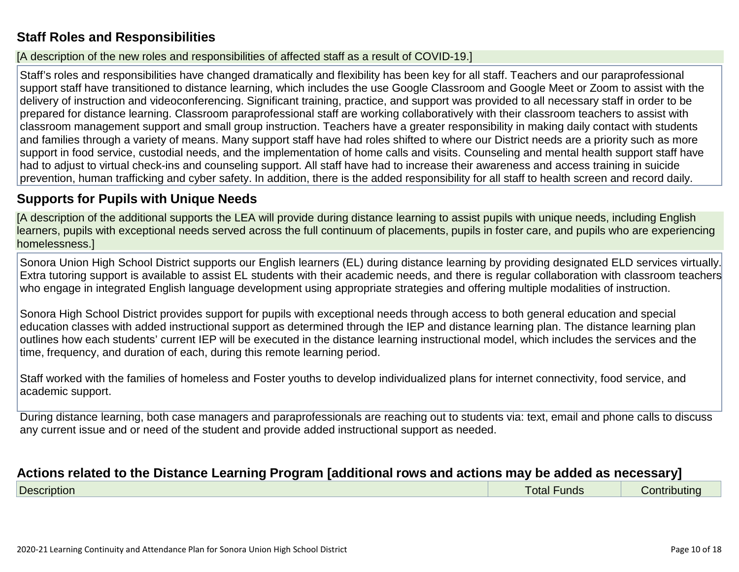## Staff Roles and Responsibilities

[A description of the new roles and responsibilities of affected staff as a result of COVID-19.]

Staff's roles and responsibilities have changed dramatically and flexibility has been key for all staff. Teachers and our paraprofessional support staff have transitioned to distance learning, which includes the use Google Classroom and Google Meet or Zoom to assist with the delivery of instruction and videoconferencing. Significant training, practice, and support was provided to all necessary staff in order to be prepared for distance learning. Classroom paraprofessional staff are working collaboratively with their classroom teachers to assist with classroom management support and small group instruction. Teachers have a greater responsibility in making daily contact with students and families through a variety of means. Many support staff have had roles shifted to where our District needs are a priority such as more support in food service, custodial needs, and the implementation of home calls and visits. Counseling and mental health support staff have had to adjust to virtual check-ins and counseling support. All staff have had to increase their awareness and access training in suicide prevention, human trafficking and cyber safety. In addition, there is the added responsibility for all staff to health screen and record daily.

## Supports for Pupils with Unique Needs

[A description of the additional supports the LEA will provide during distance learning to assist pupils with unique needs, including English learners, pupils with exceptional needs served across the full continuum of placements, pupils in foster care, and pupils who are experiencing homelessness.]

Sonora Union High School District supports our English learners (EL) during distance learning by providing designated ELD services virtually. Extra tutoring support is available to assist EL students with their academic needs, and there is regular collaboration with classroom teachers who engage in integrated English language development using appropriate strategies and offering multiple modalities of instruction.

Sonora High School District provides support for pupils with exceptional needs through access to both general education and special education classes with added instructional support as determined through the IEP and distance learning plan. The distance learning plan outlines how each students' current IEP will be executed in the distance learning instructional model, which includes the services and the time, frequency, and duration of each, during this remote learning period.

Staff worked with the families of homeless and Foster youths to develop individualized plans for internet connectivity, food service, and academic support.

During distance learning, both case managers and paraprofessionals are reaching out to students via: text, email and phone calls to discuss any current issue and or need of the student and provide added instructional support as needed.

## Actions related to the Distance Learning Program [additional rows and actions may be added as necessary]

| Description | Total Funds | Contributing |
|---|---|---|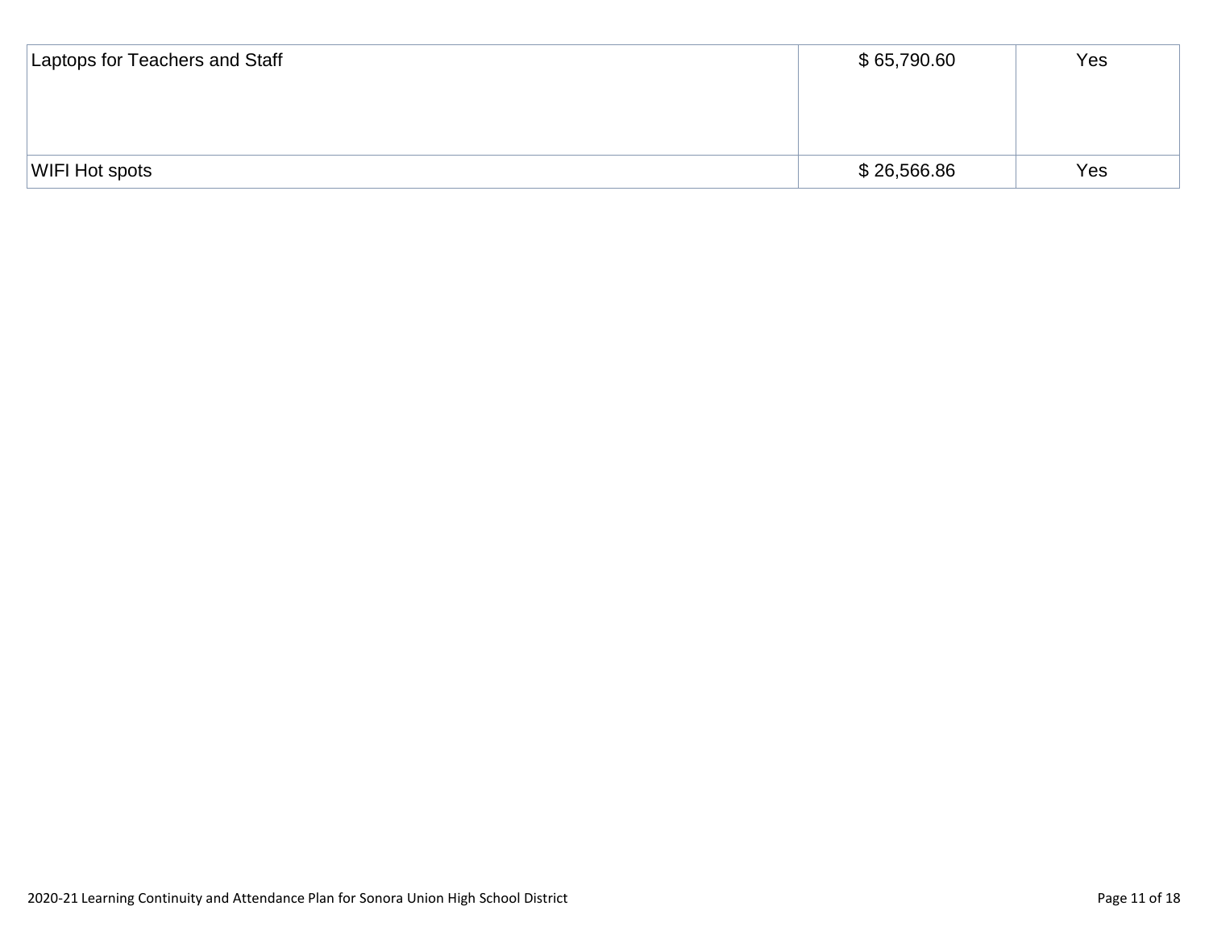| | | |
|---|---|---|
| Laptops for Teachers and Staff | $ 65,790.60 | Yes |
| WIFI Hot spots | $ 26,566.86 | Yes |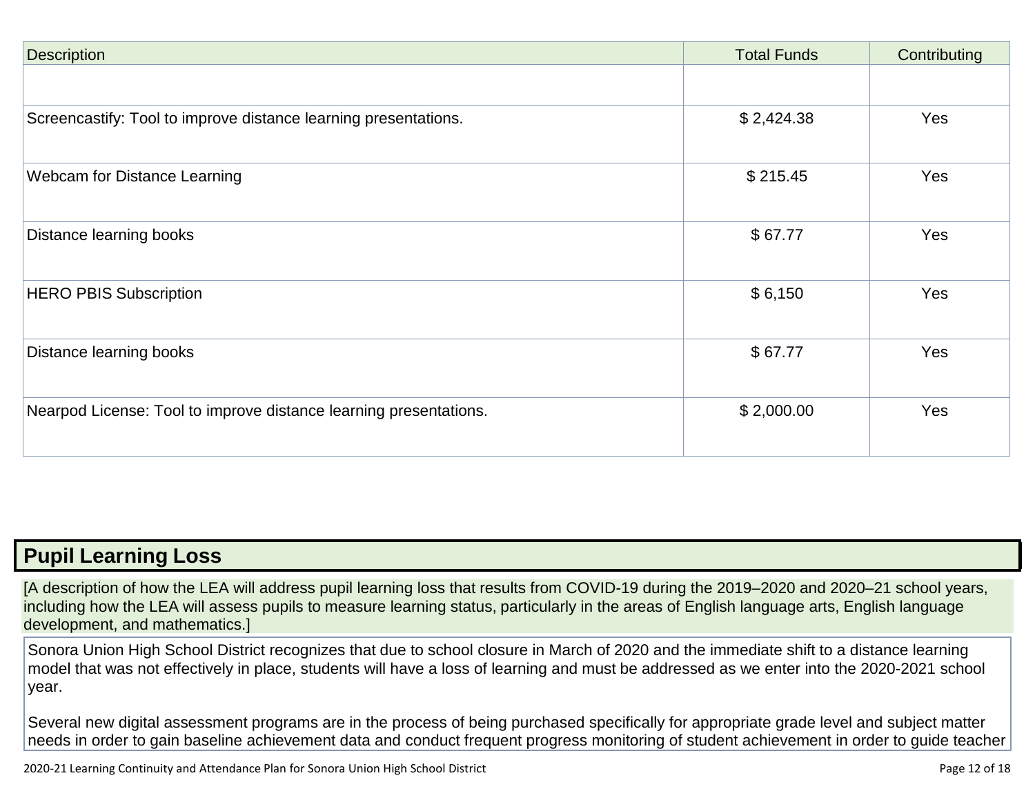| Description | Total Funds | Contributing |
|---|---|---|
| | | |
| Screencastify: Tool to improve distance learning presentations. | $ 2,424.38 | Yes |
| Webcam for Distance Learning | $ 215.45 | Yes |
| Distance learning books | $ 67.77 | Yes |
| HERO PBIS Subscription | $ 6,150 | Yes |
| Distance learning books | $ 67.77 | Yes |
| Nearpod License: Tool to improve distance learning presentations. | $ 2,000.00 | Yes |

## Pupil Learning Loss

[A description of how the LEA will address pupil learning loss that results from COVID-19 during the 2019–2020 and 2020–21 school years, including how the LEA will assess pupils to measure learning status, particularly in the areas of English language arts, English language development, and mathematics.]

Sonora Union High School District recognizes that due to school closure in March of 2020 and the immediate shift to a distance learning model that was not effectively in place, students will have a loss of learning and must be addressed as we enter into the 2020-2021 school year.

Several new digital assessment programs are in the process of being purchased specifically for appropriate grade level and subject matter needs in order to gain baseline achievement data and conduct frequent progress monitoring of student achievement in order to guide teacher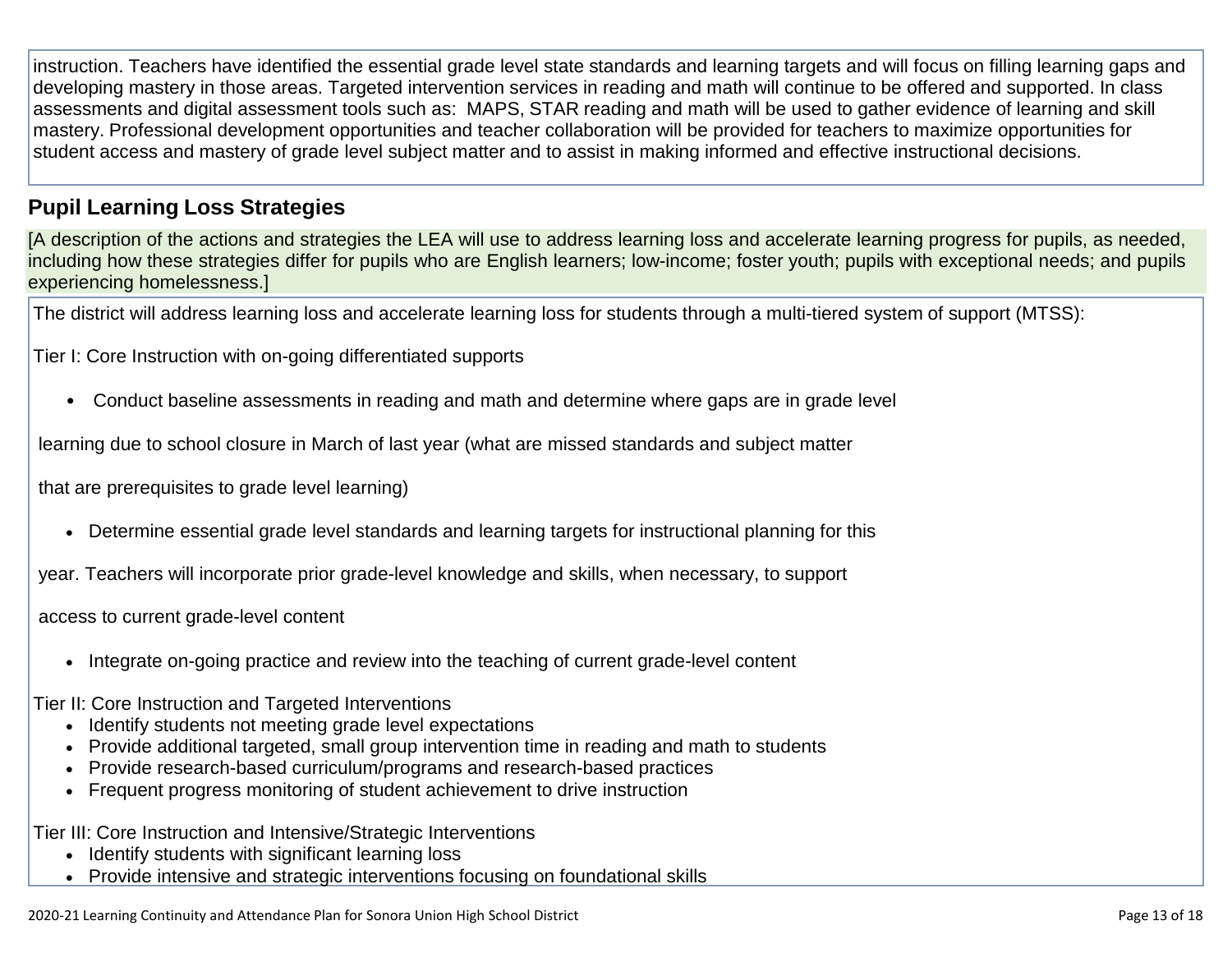instruction. Teachers have identified the essential grade level state standards and learning targets and will focus on filling learning gaps and developing mastery in those areas. Targeted intervention services in reading and math will continue to be offered and supported. In class assessments and digital assessment tools such as: MAPS, STAR reading and math will be used to gather evidence of learning and skill mastery. Professional development opportunities and teacher collaboration will be provided for teachers to maximize opportunities for student access and mastery of grade level subject matter and to assist in making informed and effective instructional decisions.

## Pupil Learning Loss Strategies

[A description of the actions and strategies the LEA will use to address learning loss and accelerate learning progress for pupils, as needed, including how these strategies differ for pupils who are English learners; low-income; foster youth; pupils with exceptional needs; and pupils experiencing homelessness.]

The district will address learning loss and accelerate learning loss for students through a multi-tiered system of support (MTSS):

Tier I: Core Instruction with on-going differentiated supports

- Conduct baseline assessments in reading and math and determine where gaps are in grade level learning due to school closure in March of last year (what are missed standards and subject matter that are prerequisites to grade level learning)
- Determine essential grade level standards and learning targets for instructional planning for this year. Teachers will incorporate prior grade-level knowledge and skills, when necessary, to support access to current grade-level content
- Integrate on-going practice and review into the teaching of current grade-level content

Tier II: Core Instruction and Targeted Interventions

- Identify students not meeting grade level expectations
- Provide additional targeted, small group intervention time in reading and math to students
- Provide research-based curriculum/programs and research-based practices
- Frequent progress monitoring of student achievement to drive instruction

Tier III: Core Instruction and Intensive/Strategic Interventions

- Identify students with significant learning loss
- Provide intensive and strategic interventions focusing on foundational skills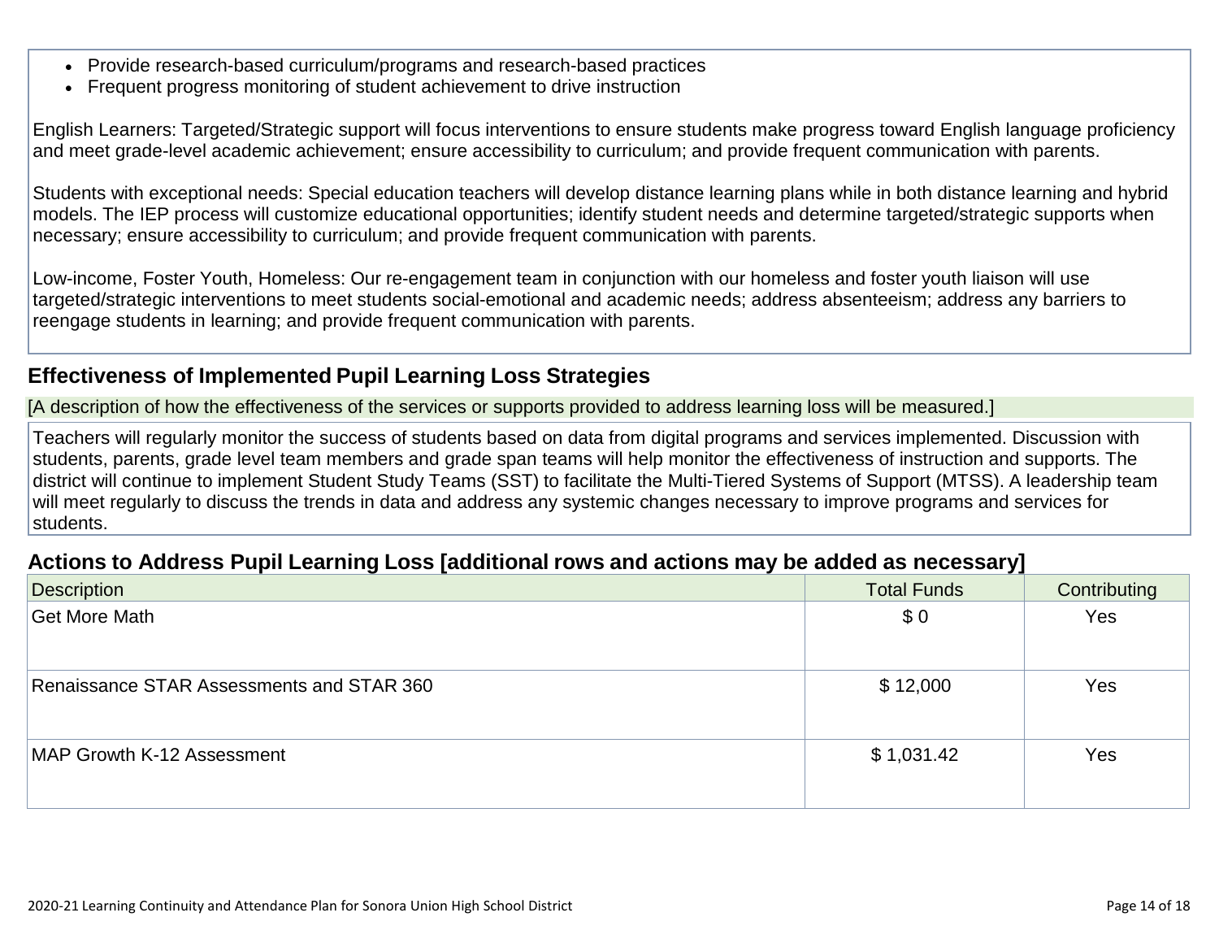- Provide research-based curriculum/programs and research-based practices
- Frequent progress monitoring of student achievement to drive instruction

English Learners: Targeted/Strategic support will focus interventions to ensure students make progress toward English language proficiency and meet grade-level academic achievement; ensure accessibility to curriculum; and provide frequent communication with parents.

Students with exceptional needs: Special education teachers will develop distance learning plans while in both distance learning and hybrid models. The IEP process will customize educational opportunities; identify student needs and determine targeted/strategic supports when necessary; ensure accessibility to curriculum; and provide frequent communication with parents.

Low-income, Foster Youth, Homeless: Our re-engagement team in conjunction with our homeless and foster youth liaison will use targeted/strategic interventions to meet students social-emotional and academic needs; address absenteeism; address any barriers to reengage students in learning; and provide frequent communication with parents.

## Effectiveness of Implemented Pupil Learning Loss Strategies

[A description of how the effectiveness of the services or supports provided to address learning loss will be measured.]

Teachers will regularly monitor the success of students based on data from digital programs and services implemented. Discussion with students, parents, grade level team members and grade span teams will help monitor the effectiveness of instruction and supports. The district will continue to implement Student Study Teams (SST) to facilitate the Multi-Tiered Systems of Support (MTSS). A leadership team will meet regularly to discuss the trends in data and address any systemic changes necessary to improve programs and services for students.

## Actions to Address Pupil Learning Loss [additional rows and actions may be added as necessary]

| Description | Total Funds | Contributing |
|---|---|---|
| Get More Math | $ 0 | Yes |
| Renaissance STAR Assessments and STAR 360 | $ 12,000 | Yes |
| MAP Growth K-12 Assessment | $ 1,031.42 | Yes |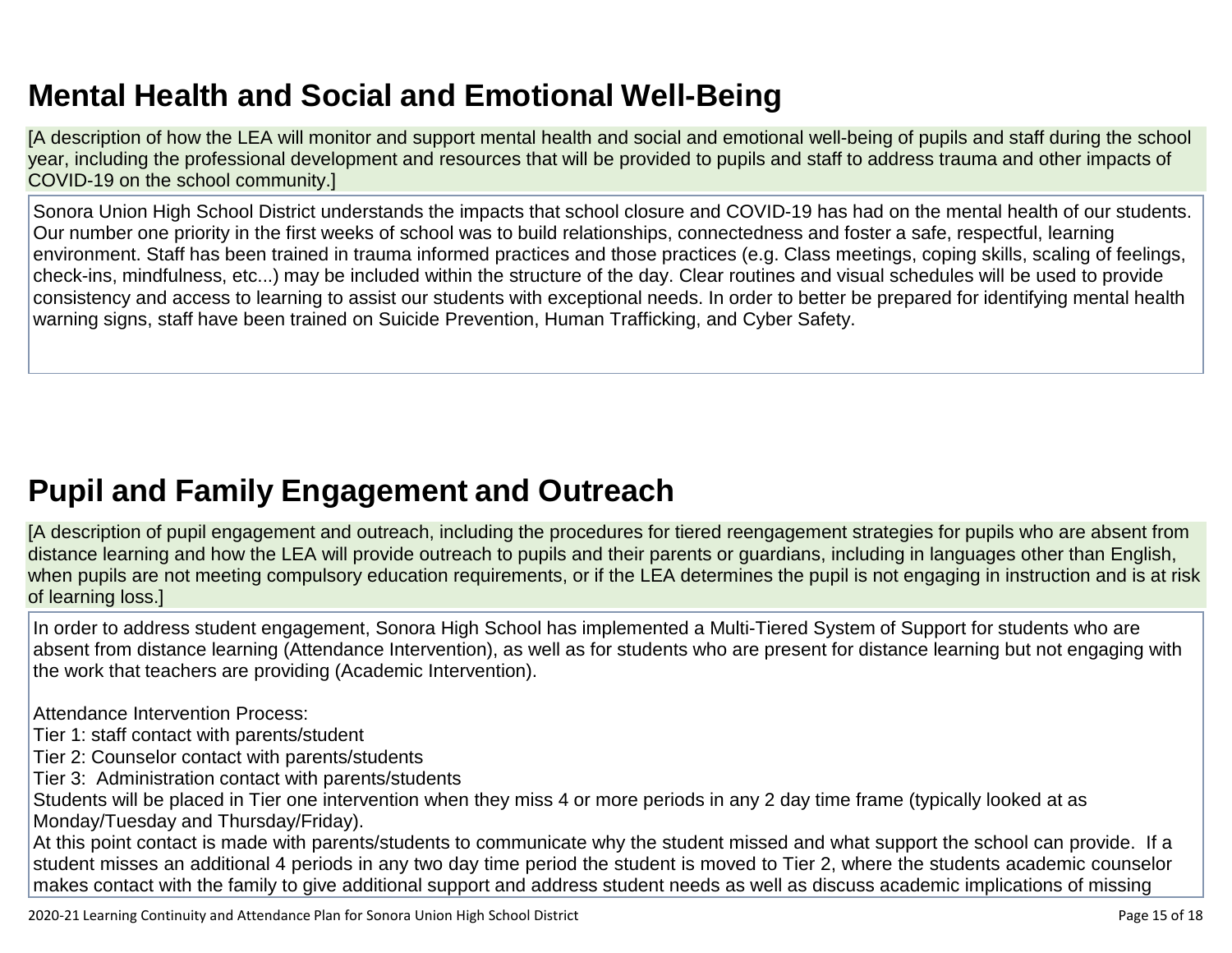## Mental Health and Social and Emotional Well-Being

[A description of how the LEA will monitor and support mental health and social and emotional well-being of pupils and staff during the school year, including the professional development and resources that will be provided to pupils and staff to address trauma and other impacts of COVID-19 on the school community.]

Sonora Union High School District understands the impacts that school closure and COVID-19 has had on the mental health of our students. Our number one priority in the first weeks of school was to build relationships, connectedness and foster a safe, respectful, learning environment. Staff has been trained in trauma informed practices and those practices (e.g. Class meetings, coping skills, scaling of feelings, check-ins, mindfulness, etc...) may be included within the structure of the day. Clear routines and visual schedules will be used to provide consistency and access to learning to assist our students with exceptional needs. In order to better be prepared for identifying mental health warning signs, staff have been trained on Suicide Prevention, Human Trafficking, and Cyber Safety.

## Pupil and Family Engagement and Outreach

[A description of pupil engagement and outreach, including the procedures for tiered reengagement strategies for pupils who are absent from distance learning and how the LEA will provide outreach to pupils and their parents or guardians, including in languages other than English, when pupils are not meeting compulsory education requirements, or if the LEA determines the pupil is not engaging in instruction and is at risk of learning loss.]

In order to address student engagement, Sonora High School has implemented a Multi-Tiered System of Support for students who are absent from distance learning (Attendance Intervention), as well as for students who are present for distance learning but not engaging with the work that teachers are providing (Academic Intervention).

Attendance Intervention Process:
Tier 1: staff contact with parents/student
Tier 2: Counselor contact with parents/students
Tier 3: Administration contact with parents/students
Students will be placed in Tier one intervention when they miss 4 or more periods in any 2 day time frame (typically looked at as Monday/Tuesday and Thursday/Friday).
At this point contact is made with parents/students to communicate why the student missed and what support the school can provide. If a student misses an additional 4 periods in any two day time period the student is moved to Tier 2, where the students academic counselor makes contact with the family to give additional support and address student needs as well as discuss academic implications of missing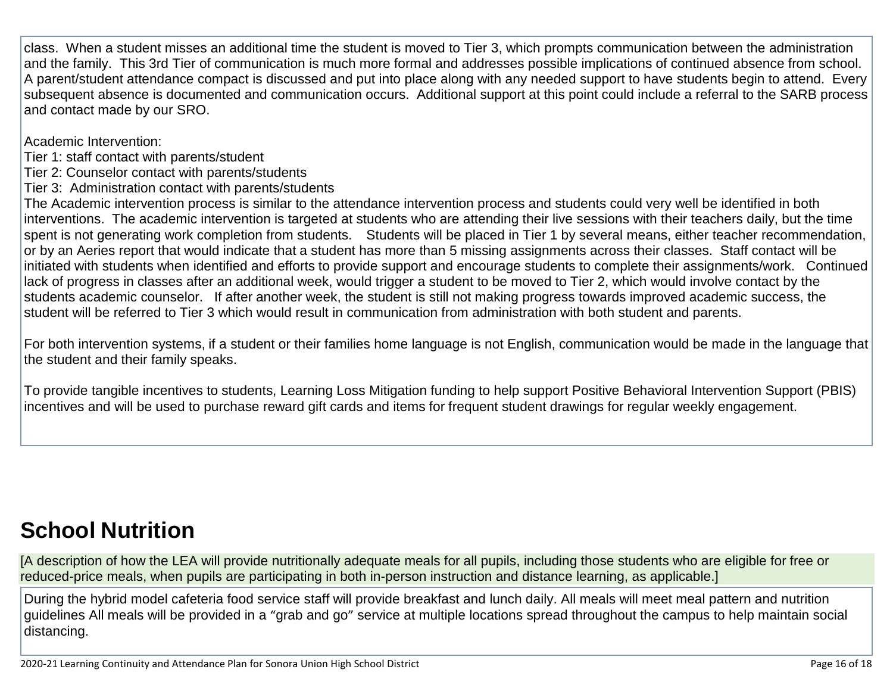class. When a student misses an additional time the student is moved to Tier 3, which prompts communication between the administration and the family. This 3rd Tier of communication is much more formal and addresses possible implications of continued absence from school. A parent/student attendance compact is discussed and put into place along with any needed support to have students begin to attend. Every subsequent absence is documented and communication occurs. Additional support at this point could include a referral to the SARB process and contact made by our SRO.

Academic Intervention:
Tier 1: staff contact with parents/student
Tier 2: Counselor contact with parents/students
Tier 3: Administration contact with parents/students
The Academic intervention process is similar to the attendance intervention process and students could very well be identified in both interventions. The academic intervention is targeted at students who are attending their live sessions with their teachers daily, but the time spent is not generating work completion from students. Students will be placed in Tier 1 by several means, either teacher recommendation, or by an Aeries report that would indicate that a student has more than 5 missing assignments across their classes. Staff contact will be initiated with students when identified and efforts to provide support and encourage students to complete their assignments/work. Continued lack of progress in classes after an additional week, would trigger a student to be moved to Tier 2, which would involve contact by the students academic counselor. If after another week, the student is still not making progress towards improved academic success, the student will be referred to Tier 3 which would result in communication from administration with both student and parents.

For both intervention systems, if a student or their families home language is not English, communication would be made in the language that the student and their family speaks.

To provide tangible incentives to students, Learning Loss Mitigation funding to help support Positive Behavioral Intervention Support (PBIS) incentives and will be used to purchase reward gift cards and items for frequent student drawings for regular weekly engagement.

## School Nutrition

[A description of how the LEA will provide nutritionally adequate meals for all pupils, including those students who are eligible for free or reduced-price meals, when pupils are participating in both in-person instruction and distance learning, as applicable.]

During the hybrid model cafeteria food service staff will provide breakfast and lunch daily. All meals will meet meal pattern and nutrition guidelines All meals will be provided in a "grab and go" service at multiple locations spread throughout the campus to help maintain social distancing.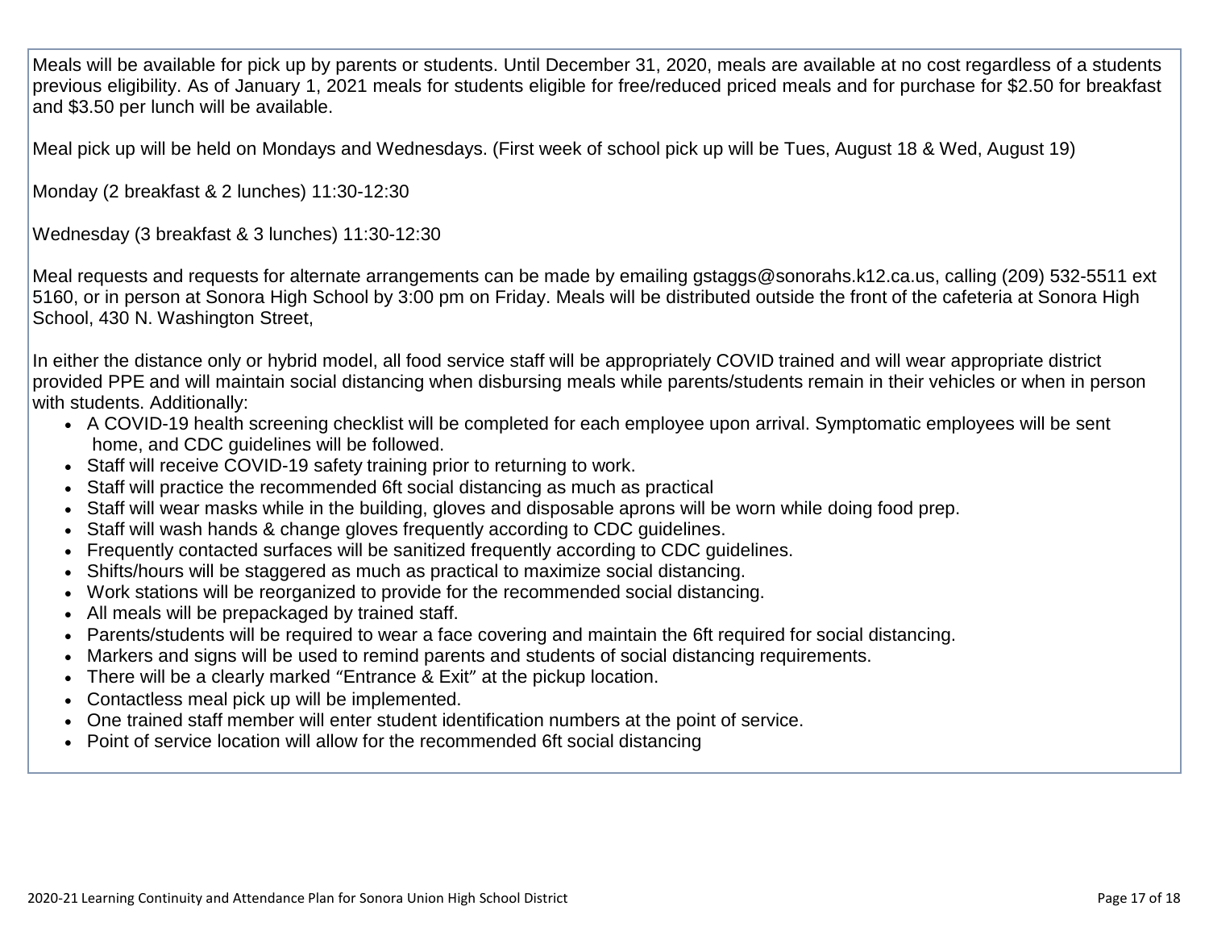Meals will be available for pick up by parents or students. Until December 31, 2020, meals are available at no cost regardless of a students previous eligibility. As of January 1, 2021 meals for students eligible for free/reduced priced meals and for purchase for $2.50 for breakfast and $3.50 per lunch will be available.

Meal pick up will be held on Mondays and Wednesdays. (First week of school pick up will be Tues, August 18 & Wed, August 19)

Monday (2 breakfast & 2 lunches) 11:30-12:30

Wednesday (3 breakfast & 3 lunches) 11:30-12:30

Meal requests and requests for alternate arrangements can be made by emailing gstaggs@sonorahs.k12.ca.us, calling (209) 532-5511 ext 5160, or in person at Sonora High School by 3:00 pm on Friday. Meals will be distributed outside the front of the cafeteria at Sonora High School, 430 N. Washington Street,

In either the distance only or hybrid model, all food service staff will be appropriately COVID trained and will wear appropriate district provided PPE and will maintain social distancing when disbursing meals while parents/students remain in their vehicles or when in person with students. Additionally:

- A COVID-19 health screening checklist will be completed for each employee upon arrival. Symptomatic employees will be sent home, and CDC guidelines will be followed.
- Staff will receive COVID-19 safety training prior to returning to work.
- Staff will practice the recommended 6ft social distancing as much as practical
- Staff will wear masks while in the building, gloves and disposable aprons will be worn while doing food prep.
- Staff will wash hands & change gloves frequently according to CDC guidelines.
- Frequently contacted surfaces will be sanitized frequently according to CDC guidelines.
- Shifts/hours will be staggered as much as practical to maximize social distancing.
- Work stations will be reorganized to provide for the recommended social distancing.
- All meals will be prepackaged by trained staff.
- Parents/students will be required to wear a face covering and maintain the 6ft required for social distancing.
- Markers and signs will be used to remind parents and students of social distancing requirements.
- There will be a clearly marked "Entrance & Exit" at the pickup location.
- Contactless meal pick up will be implemented.
- One trained staff member will enter student identification numbers at the point of service.
- Point of service location will allow for the recommended 6ft social distancing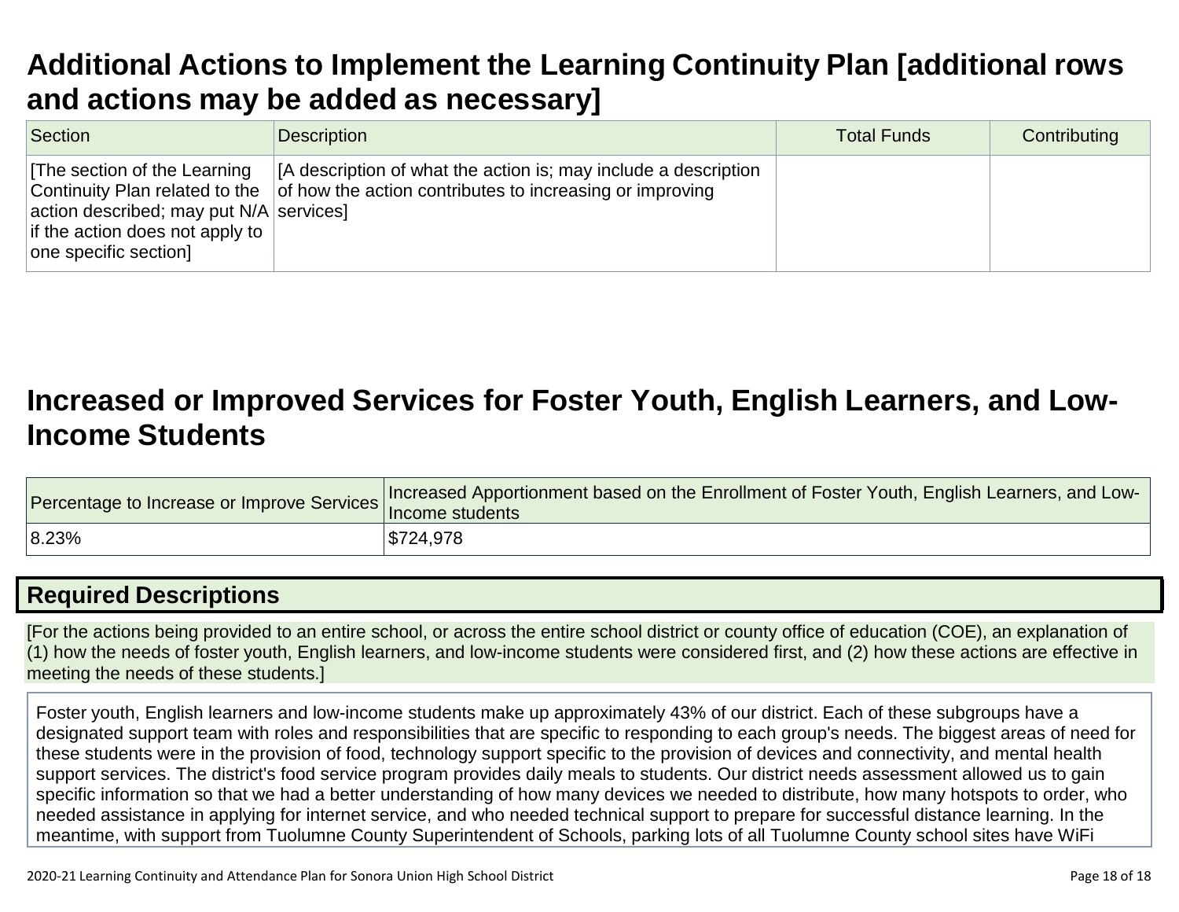## Additional Actions to Implement the Learning Continuity Plan [additional rows and actions may be added as necessary]

| Section | Description | Total Funds | Contributing |
|---|---|---|---|
| [The section of the Learning Continuity Plan related to the action described; may put N/A if the action does not apply to one specific section] | [A description of what the action is; may include a description of how the action contributes to increasing or improving services] | | |

## Increased or Improved Services for Foster Youth, English Learners, and Low-Income Students

| Percentage to Increase or Improve Services | Increased Apportionment based on the Enrollment of Foster Youth, English Learners, and Low-Income students |
|---|---|
| 8.23% | $724,978 |

### Required Descriptions

[For the actions being provided to an entire school, or across the entire school district or county office of education (COE), an explanation of (1) how the needs of foster youth, English learners, and low-income students were considered first, and (2) how these actions are effective in meeting the needs of these students.]

Foster youth, English learners and low-income students make up approximately 43% of our district. Each of these subgroups have a designated support team with roles and responsibilities that are specific to responding to each group's needs. The biggest areas of need for these students were in the provision of food, technology support specific to the provision of devices and connectivity, and mental health support services. The district's food service program provides daily meals to students. Our district needs assessment allowed us to gain specific information so that we had a better understanding of how many devices we needed to distribute, how many hotspots to order, who needed assistance in applying for internet service, and who needed technical support to prepare for successful distance learning. In the meantime, with support from Tuolumne County Superintendent of Schools, parking lots of all Tuolumne County school sites have WiFi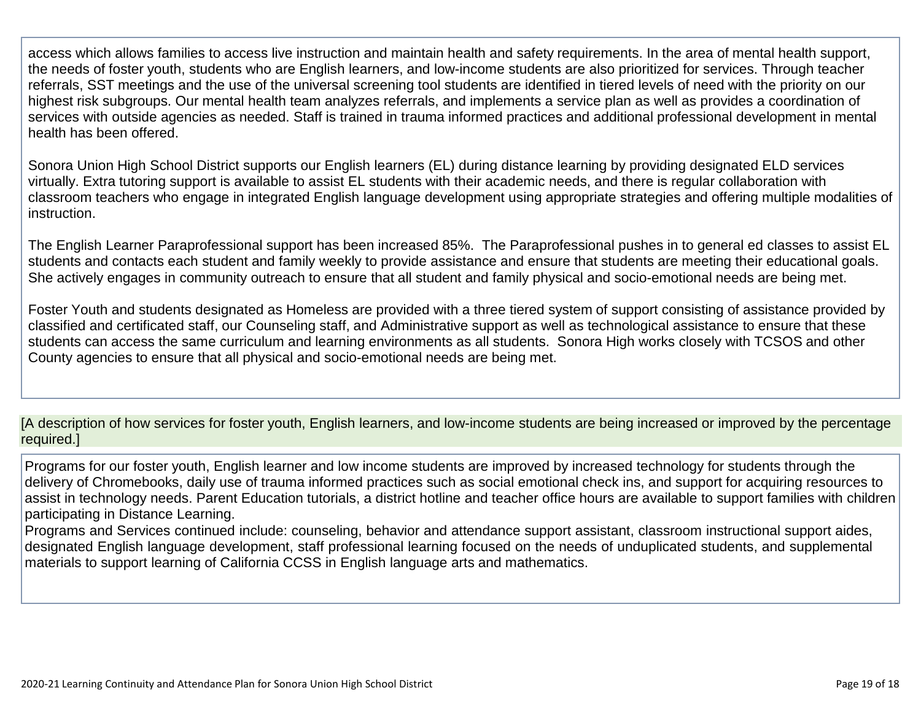access which allows families to access live instruction and maintain health and safety requirements. In the area of mental health support, the needs of foster youth, students who are English learners, and low-income students are also prioritized for services. Through teacher referrals, SST meetings and the use of the universal screening tool students are identified in tiered levels of need with the priority on our highest risk subgroups. Our mental health team analyzes referrals, and implements a service plan as well as provides a coordination of services with outside agencies as needed. Staff is trained in trauma informed practices and additional professional development in mental health has been offered.

Sonora Union High School District supports our English learners (EL) during distance learning by providing designated ELD services virtually. Extra tutoring support is available to assist EL students with their academic needs, and there is regular collaboration with classroom teachers who engage in integrated English language development using appropriate strategies and offering multiple modalities of instruction.

The English Learner Paraprofessional support has been increased 85%. The Paraprofessional pushes in to general ed classes to assist EL students and contacts each student and family weekly to provide assistance and ensure that students are meeting their educational goals. She actively engages in community outreach to ensure that all student and family physical and socio-emotional needs are being met.

Foster Youth and students designated as Homeless are provided with a three tiered system of support consisting of assistance provided by classified and certificated staff, our Counseling staff, and Administrative support as well as technological assistance to ensure that these students can access the same curriculum and learning environments as all students. Sonora High works closely with TCSOS and other County agencies to ensure that all physical and socio-emotional needs are being met.

[A description of how services for foster youth, English learners, and low-income students are being increased or improved by the percentage required.]

Programs for our foster youth, English learner and low income students are improved by increased technology for students through the delivery of Chromebooks, daily use of trauma informed practices such as social emotional check ins, and support for acquiring resources to assist in technology needs. Parent Education tutorials, a district hotline and teacher office hours are available to support families with children participating in Distance Learning.
Programs and Services continued include: counseling, behavior and attendance support assistant, classroom instructional support aides, designated English language development, staff professional learning focused on the needs of unduplicated students, and supplemental materials to support learning of California CCSS in English language arts and mathematics.